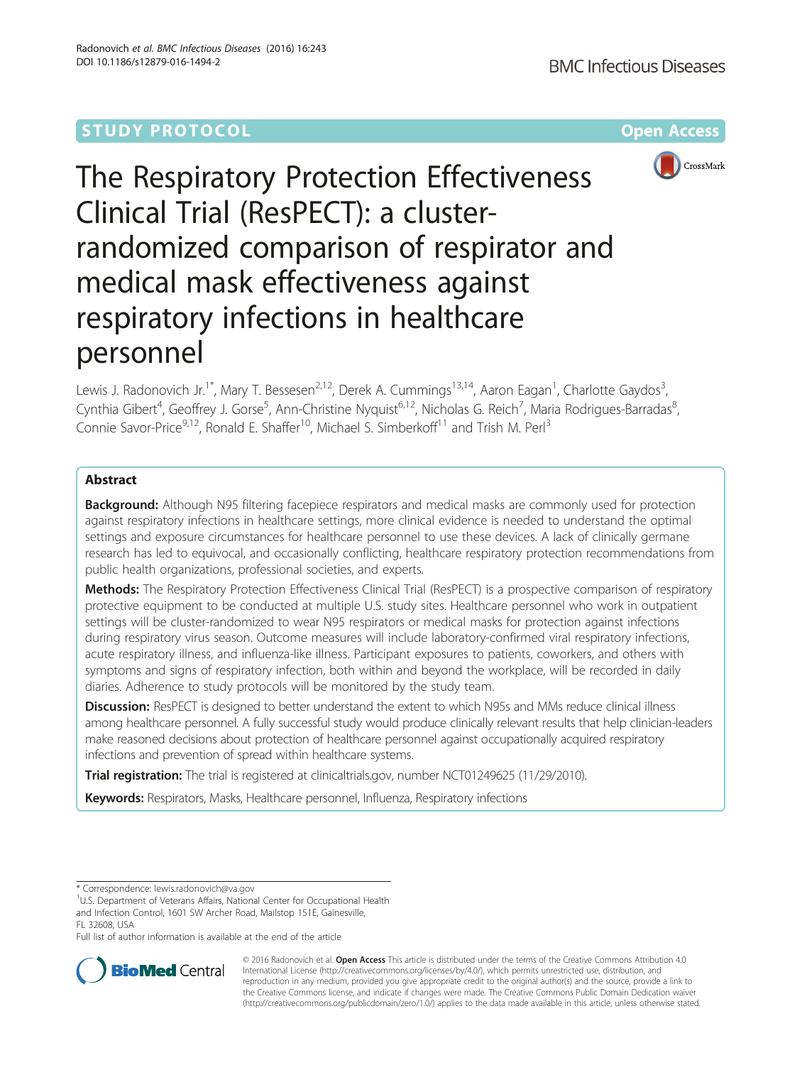STUDY PROTOCOL Open Access

# The Respiratory Protection Effectiveness Clinical Trial (ResPECT): a cluster-randomized comparison of respirator and medical mask effectiveness against respiratory infections in healthcare personnel

Lewis J. Radonovich Jr.[1*], Mary T. Bessesen[2,12], Derek A. Cummings[13,14], Aaron Eagan[1], Charlotte Gaydos[3], Cynthia Gibert[4], Geoffrey J. Gorse[5], Ann-Christine Nyquist[6,12], Nicholas G. Reich[7], Maria Rodrigues-Barradas[8], Connie Savor-Price[9,12], Ronald E. Shaffer[10], Michael S. Simberkoff[11] and Trish M. Perl[3]

## Abstract

**Background:** Although N95 filtering facepiece respirators and medical masks are commonly used for protection against respiratory infections in healthcare settings, more clinical evidence is needed to understand the optimal settings and exposure circumstances for healthcare personnel to use these devices. A lack of clinically germane research has led to equivocal, and occasionally conflicting, healthcare respiratory protection recommendations from public health organizations, professional societies, and experts.

**Methods:** The Respiratory Protection Effectiveness Clinical Trial (ResPECT) is a prospective comparison of respiratory protective equipment to be conducted at multiple U.S. study sites. Healthcare personnel who work in outpatient settings will be cluster-randomized to wear N95 respirators or medical masks for protection against infections during respiratory virus season. Outcome measures will include laboratory-confirmed viral respiratory infections, acute respiratory illness, and influenza-like illness. Participant exposures to patients, coworkers, and others with symptoms and signs of respiratory infection, both within and beyond the workplace, will be recorded in daily diaries. Adherence to study protocols will be monitored by the study team.

**Discussion:** ResPECT is designed to better understand the extent to which N95s and MMs reduce clinical illness among healthcare personnel. A fully successful study would produce clinically relevant results that help clinician-leaders make reasoned decisions about protection of healthcare personnel against occupationally acquired respiratory infections and prevention of spread within healthcare systems.

**Trial registration:** The trial is registered at clinicaltrials.gov, number NCT01249625 (11/29/2010).

**Keywords:** Respirators, Masks, Healthcare personnel, Influenza, Respiratory infections

\* Correspondence: lewis.radonovich@va.gov

[1]U.S. Department of Veterans Affairs, National Center for Occupational Health and Infection Control, 1601 SW Archer Road, Mailstop 151E, Gainesville, FL 32608, USA

Full list of author information is available at the end of the article

© 2016 Radonovich et al. **Open Access** This article is distributed under the terms of the Creative Commons Attribution 4.0 International License (http://creativecommons.org/licenses/by/4.0/), which permits unrestricted use, distribution, and reproduction in any medium, provided you give appropriate credit to the original author(s) and the source, provide a link to the Creative Commons license, and indicate if changes were made. The Creative Commons Public Domain Dedication waiver (http://creativecommons.org/publicdomain/zero/1.0/) applies to the data made available in this article, unless otherwise stated.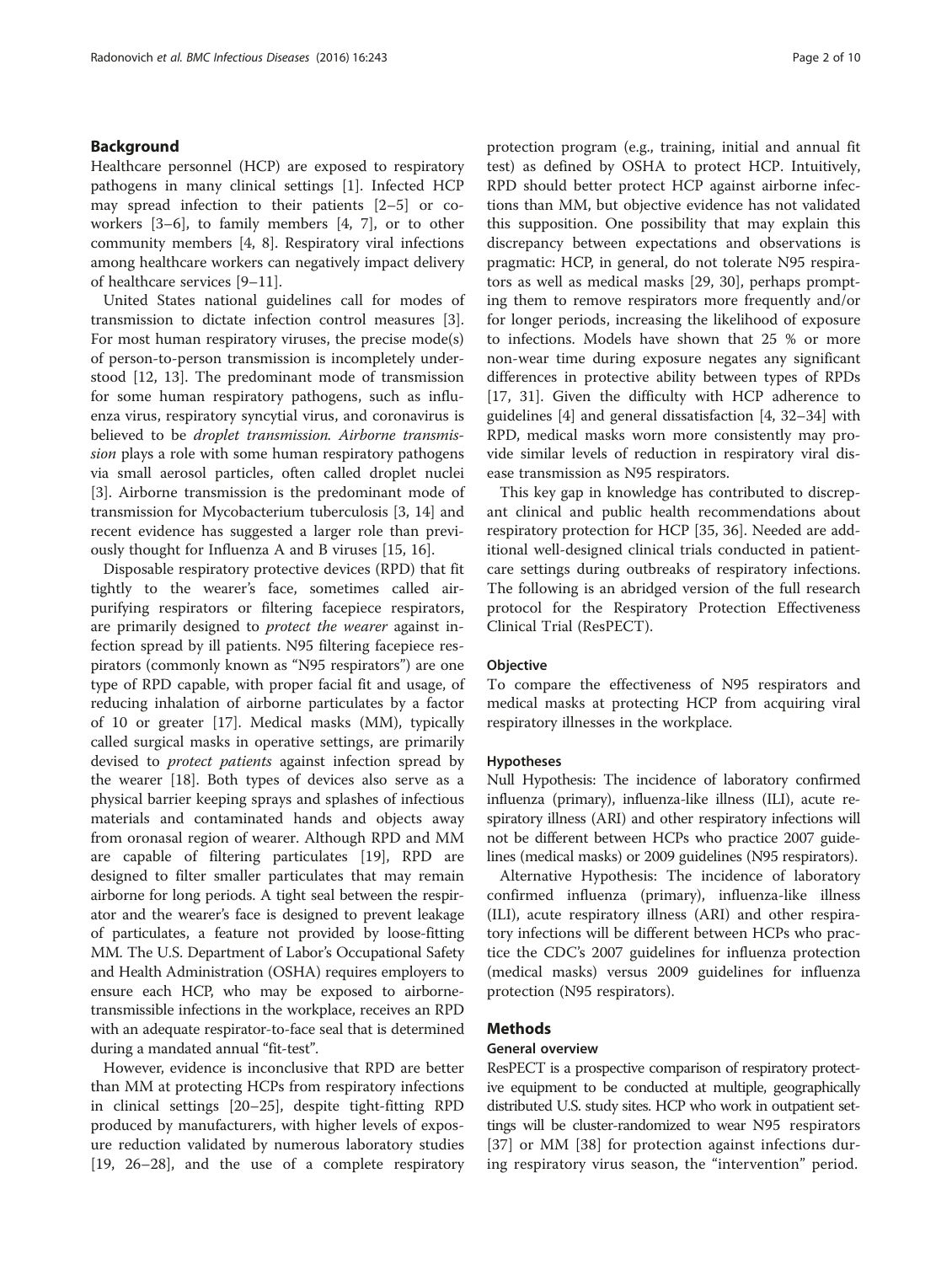## Background

Healthcare personnel (HCP) are exposed to respiratory pathogens in many clinical settings [1]. Infected HCP may spread infection to their patients [2–5] or co-workers [3–6], to family members [4, 7], or to other community members [4, 8]. Respiratory viral infections among healthcare workers can negatively impact delivery of healthcare services [9–11].

United States national guidelines call for modes of transmission to dictate infection control measures [3]. For most human respiratory viruses, the precise mode(s) of person-to-person transmission is incompletely understood [12, 13]. The predominant mode of transmission for some human respiratory pathogens, such as influenza virus, respiratory syncytial virus, and coronavirus is believed to be *droplet transmission. Airborne transmission* plays a role with some human respiratory pathogens via small aerosol particles, often called droplet nuclei [3]. Airborne transmission is the predominant mode of transmission for Mycobacterium tuberculosis [3, 14] and recent evidence has suggested a larger role than previously thought for Influenza A and B viruses [15, 16].

Disposable respiratory protective devices (RPD) that fit tightly to the wearer's face, sometimes called air-purifying respirators or filtering facepiece respirators, are primarily designed to *protect the wearer* against infection spread by ill patients. N95 filtering facepiece respirators (commonly known as "N95 respirators") are one type of RPD capable, with proper facial fit and usage, of reducing inhalation of airborne particulates by a factor of 10 or greater [17]. Medical masks (MM), typically called surgical masks in operative settings, are primarily devised to *protect patients* against infection spread by the wearer [18]. Both types of devices also serve as a physical barrier keeping sprays and splashes of infectious materials and contaminated hands and objects away from oronasal region of wearer. Although RPD and MM are capable of filtering particulates [19], RPD are designed to filter smaller particulates that may remain airborne for long periods. A tight seal between the respirator and the wearer's face is designed to prevent leakage of particulates, a feature not provided by loose-fitting MM. The U.S. Department of Labor's Occupational Safety and Health Administration (OSHA) requires employers to ensure each HCP, who may be exposed to airborne-transmissible infections in the workplace, receives an RPD with an adequate respirator-to-face seal that is determined during a mandated annual "fit-test".

However, evidence is inconclusive that RPD are better than MM at protecting HCPs from respiratory infections in clinical settings [20–25], despite tight-fitting RPD produced by manufacturers, with higher levels of exposure reduction validated by numerous laboratory studies [19, 26–28], and the use of a complete respiratory protection program (e.g., training, initial and annual fit test) as defined by OSHA to protect HCP. Intuitively, RPD should better protect HCP against airborne infections than MM, but objective evidence has not validated this supposition. One possibility that may explain this discrepancy between expectations and observations is pragmatic: HCP, in general, do not tolerate N95 respirators as well as medical masks [29, 30], perhaps prompting them to remove respirators more frequently and/or for longer periods, increasing the likelihood of exposure to infections. Models have shown that 25 % or more non-wear time during exposure negates any significant differences in protective ability between types of RPDs [17, 31]. Given the difficulty with HCP adherence to guidelines [4] and general dissatisfaction [4, 32–34] with RPD, medical masks worn more consistently may provide similar levels of reduction in respiratory viral disease transmission as N95 respirators.

This key gap in knowledge has contributed to discrepant clinical and public health recommendations about respiratory protection for HCP [35, 36]. Needed are additional well-designed clinical trials conducted in patient-care settings during outbreaks of respiratory infections. The following is an abridged version of the full research protocol for the Respiratory Protection Effectiveness Clinical Trial (ResPECT).

### Objective

To compare the effectiveness of N95 respirators and medical masks at protecting HCP from acquiring viral respiratory illnesses in the workplace.

### Hypotheses

Null Hypothesis: The incidence of laboratory confirmed influenza (primary), influenza-like illness (ILI), acute respiratory illness (ARI) and other respiratory infections will not be different between HCPs who practice 2007 guidelines (medical masks) or 2009 guidelines (N95 respirators).

Alternative Hypothesis: The incidence of laboratory confirmed influenza (primary), influenza-like illness (ILI), acute respiratory illness (ARI) and other respiratory infections will be different between HCPs who practice the CDC's 2007 guidelines for influenza protection (medical masks) versus 2009 guidelines for influenza protection (N95 respirators).

## Methods

### General overview

ResPECT is a prospective comparison of respiratory protective equipment to be conducted at multiple, geographically distributed U.S. study sites. HCP who work in outpatient settings will be cluster-randomized to wear N95 respirators [37] or MM [38] for protection against infections during respiratory virus season, the "intervention" period.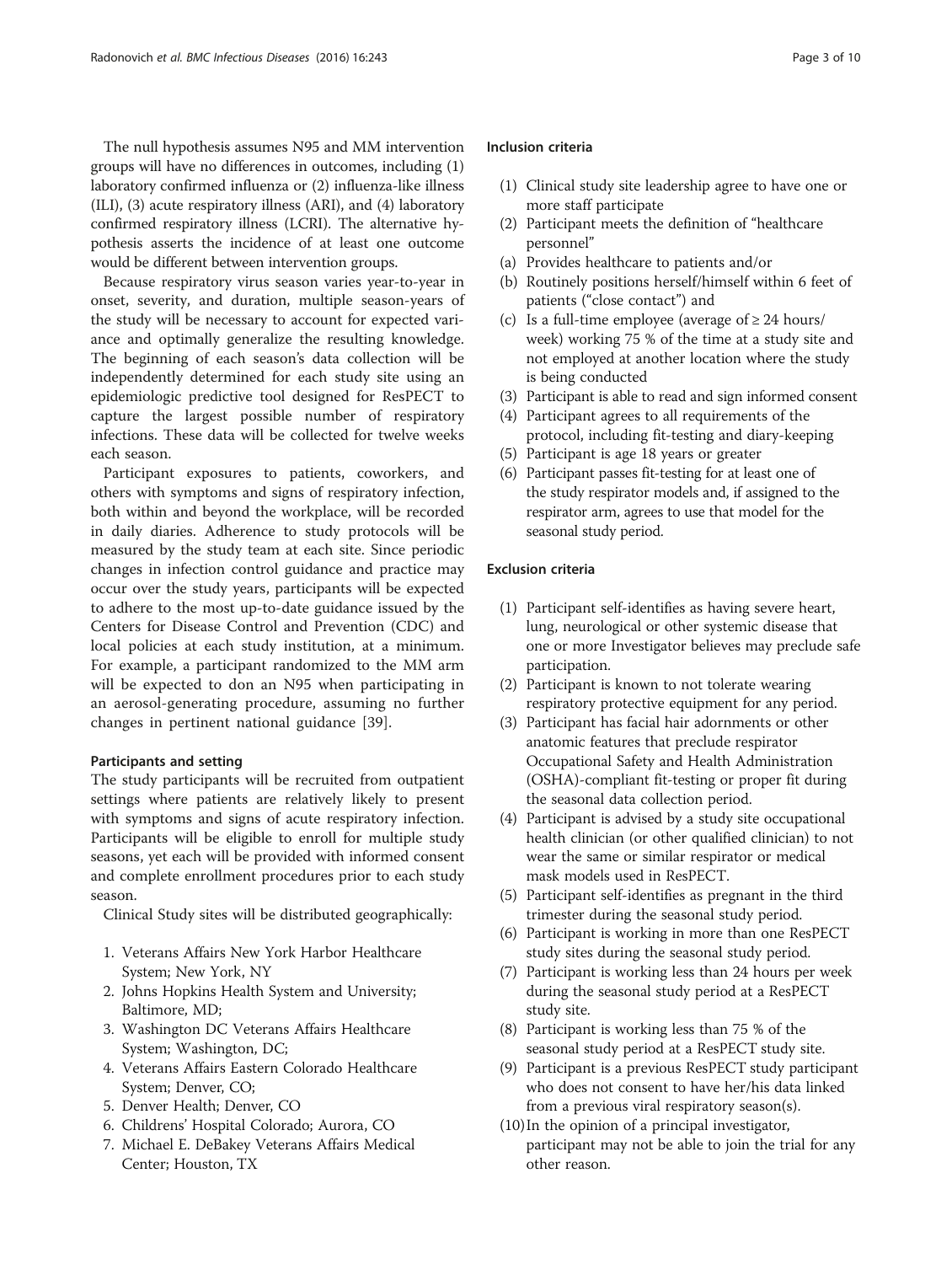The null hypothesis assumes N95 and MM intervention groups will have no differences in outcomes, including (1) laboratory confirmed influenza or (2) influenza-like illness (ILI), (3) acute respiratory illness (ARI), and (4) laboratory confirmed respiratory illness (LCRI). The alternative hypothesis asserts the incidence of at least one outcome would be different between intervention groups.

Because respiratory virus season varies year-to-year in onset, severity, and duration, multiple season-years of the study will be necessary to account for expected variance and optimally generalize the resulting knowledge. The beginning of each season's data collection will be independently determined for each study site using an epidemiologic predictive tool designed for ResPECT to capture the largest possible number of respiratory infections. These data will be collected for twelve weeks each season.

Participant exposures to patients, coworkers, and others with symptoms and signs of respiratory infection, both within and beyond the workplace, will be recorded in daily diaries. Adherence to study protocols will be measured by the study team at each site. Since periodic changes in infection control guidance and practice may occur over the study years, participants will be expected to adhere to the most up-to-date guidance issued by the Centers for Disease Control and Prevention (CDC) and local policies at each study institution, at a minimum. For example, a participant randomized to the MM arm will be expected to don an N95 when participating in an aerosol-generating procedure, assuming no further changes in pertinent national guidance [39].

#### Participants and setting

The study participants will be recruited from outpatient settings where patients are relatively likely to present with symptoms and signs of acute respiratory infection. Participants will be eligible to enroll for multiple study seasons, yet each will be provided with informed consent and complete enrollment procedures prior to each study season.

Clinical Study sites will be distributed geographically:

1. Veterans Affairs New York Harbor Healthcare System; New York, NY
2. Johns Hopkins Health System and University; Baltimore, MD;
3. Washington DC Veterans Affairs Healthcare System; Washington, DC;
4. Veterans Affairs Eastern Colorado Healthcare System; Denver, CO;
5. Denver Health; Denver, CO
6. Childrens' Hospital Colorado; Aurora, CO
7. Michael E. DeBakey Veterans Affairs Medical Center; Houston, TX

#### Inclusion criteria

(1) Clinical study site leadership agree to have one or more staff participate
(2) Participant meets the definition of "healthcare personnel"
(a) Provides healthcare to patients and/or
(b) Routinely positions herself/himself within 6 feet of patients ("close contact") and
(c) Is a full-time employee (average of ≥ 24 hours/ week) working 75 % of the time at a study site and not employed at another location where the study is being conducted
(3) Participant is able to read and sign informed consent
(4) Participant agrees to all requirements of the protocol, including fit-testing and diary-keeping
(5) Participant is age 18 years or greater
(6) Participant passes fit-testing for at least one of the study respirator models and, if assigned to the respirator arm, agrees to use that model for the seasonal study period.

#### Exclusion criteria

(1) Participant self-identifies as having severe heart, lung, neurological or other systemic disease that one or more Investigator believes may preclude safe participation.
(2) Participant is known to not tolerate wearing respiratory protective equipment for any period.
(3) Participant has facial hair adornments or other anatomic features that preclude respirator Occupational Safety and Health Administration (OSHA)-compliant fit-testing or proper fit during the seasonal data collection period.
(4) Participant is advised by a study site occupational health clinician (or other qualified clinician) to not wear the same or similar respirator or medical mask models used in ResPECT.
(5) Participant self-identifies as pregnant in the third trimester during the seasonal study period.
(6) Participant is working in more than one ResPECT study sites during the seasonal study period.
(7) Participant is working less than 24 hours per week during the seasonal study period at a ResPECT study site.
(8) Participant is working less than 75 % of the seasonal study period at a ResPECT study site.
(9) Participant is a previous ResPECT study participant who does not consent to have her/his data linked from a previous viral respiratory season(s).
(10) In the opinion of a principal investigator, participant may not be able to join the trial for any other reason.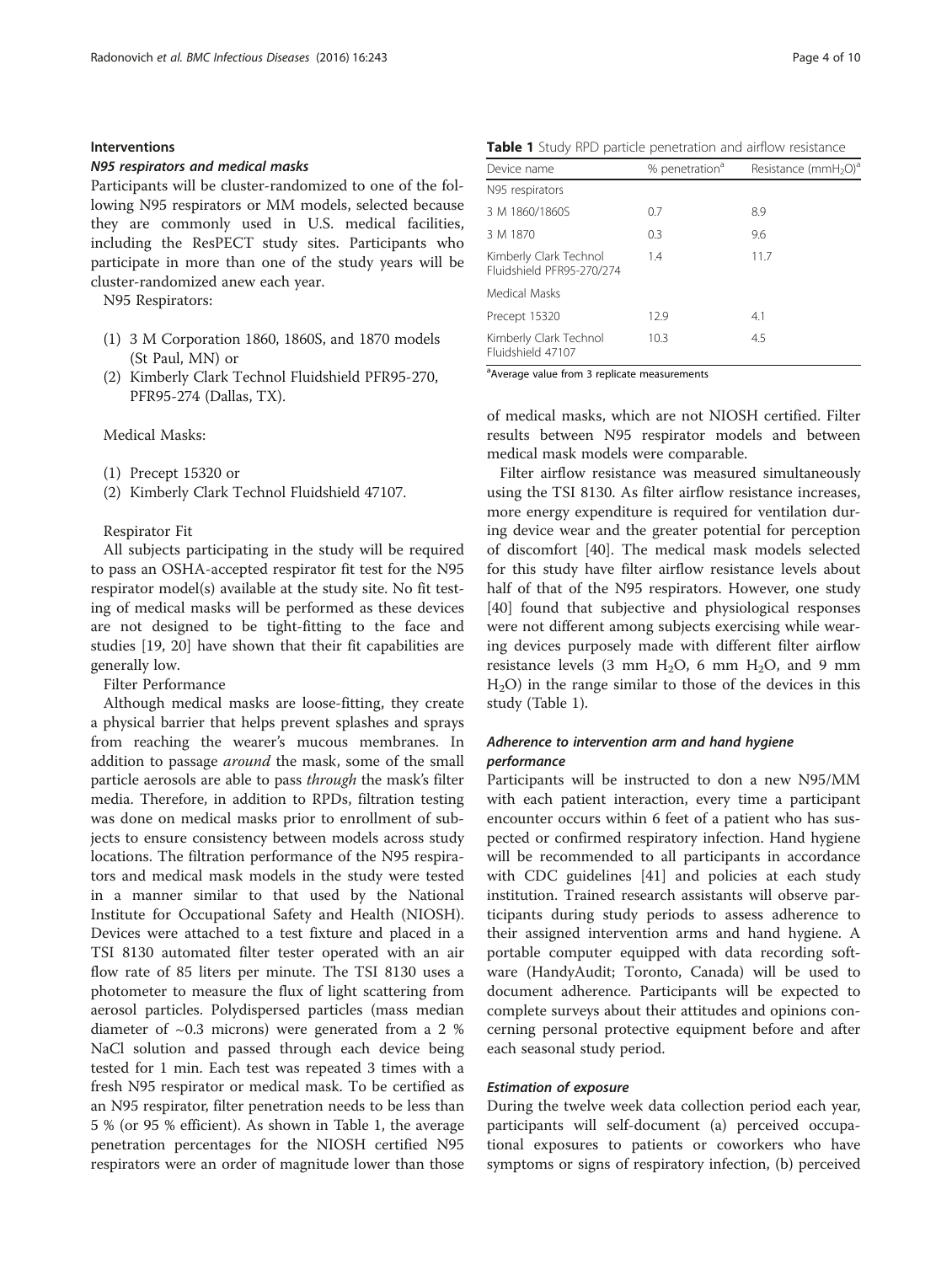### Interventions

#### *N95 respirators and medical masks*

Participants will be cluster-randomized to one of the following N95 respirators or MM models, selected because they are commonly used in U.S. medical facilities, including the ResPECT study sites. Participants who participate in more than one of the study years will be cluster-randomized anew each year.

N95 Respirators:

1. 3 M Corporation 1860, 1860S, and 1870 models (St Paul, MN) or
2. Kimberly Clark Technol Fluidshield PFR95-270, PFR95-274 (Dallas, TX).

Medical Masks:

1. Precept 15320 or
2. Kimberly Clark Technol Fluidshield 47107.

Respirator Fit

All subjects participating in the study will be required to pass an OSHA-accepted respirator fit test for the N95 respirator model(s) available at the study site. No fit testing of medical masks will be performed as these devices are not designed to be tight-fitting to the face and studies [19, 20] have shown that their fit capabilities are generally low.

Filter Performance

Although medical masks are loose-fitting, they create a physical barrier that helps prevent splashes and sprays from reaching the wearer's mucous membranes. In addition to passage *around* the mask, some of the small particle aerosols are able to pass *through* the mask's filter media. Therefore, in addition to RPDs, filtration testing was done on medical masks prior to enrollment of subjects to ensure consistency between models across study locations. The filtration performance of the N95 respirators and medical mask models in the study were tested in a manner similar to that used by the National Institute for Occupational Safety and Health (NIOSH). Devices were attached to a test fixture and placed in a TSI 8130 automated filter tester operated with an air flow rate of 85 liters per minute. The TSI 8130 uses a photometer to measure the flux of light scattering from aerosol particles. Polydispersed particles (mass median diameter of ~0.3 microns) were generated from a 2 % NaCl solution and passed through each device being tested for 1 min. Each test was repeated 3 times with a fresh N95 respirator or medical mask. To be certified as an N95 respirator, filter penetration needs to be less than 5 % (or 95 % efficient). As shown in Table 1, the average penetration percentages for the NIOSH certified N95 respirators were an order of magnitude lower than those of medical masks, which are not NIOSH certified. Filter results between N95 respirator models and between medical mask models were comparable.

**Table 1** Study RPD particle penetration and airflow resistance

| Device name | % penetration[a] | Resistance ($mmH_2O$)[a] |
|---|---|---|
| N95 respirators | | |
| 3 M 1860/1860S | 0.7 | 8.9 |
| 3 M 1870 | 0.3 | 9.6 |
| Kimberly Clark Technol Fluidshield PFR95-270/274 | 1.4 | 11.7 |
| Medical Masks | | |
| Precept 15320 | 12.9 | 4.1 |
| Kimberly Clark Technol Fluidshield 47107 | 10.3 | 4.5 |

[a]Average value from 3 replicate measurements

Filter airflow resistance was measured simultaneously using the TSI 8130. As filter airflow resistance increases, more energy expenditure is required for ventilation during device wear and the greater potential for perception of discomfort [40]. The medical mask models selected for this study have filter airflow resistance levels about half of that of the N95 respirators. However, one study [40] found that subjective and physiological responses were not different among subjects exercising while wearing devices purposely made with different filter airflow resistance levels (3 mm $H_2O$, 6 mm $H_2O$, and 9 mm $H_2O$) in the range similar to those of the devices in this study (Table 1).

#### *Adherence to intervention arm and hand hygiene performance*

Participants will be instructed to don a new N95/MM with each patient interaction, every time a participant encounter occurs within 6 feet of a patient who has suspected or confirmed respiratory infection. Hand hygiene will be recommended to all participants in accordance with CDC guidelines [41] and policies at each study institution. Trained research assistants will observe participants during study periods to assess adherence to their assigned intervention arms and hand hygiene. A portable computer equipped with data recording software (HandyAudit; Toronto, Canada) will be used to document adherence. Participants will be expected to complete surveys about their attitudes and opinions concerning personal protective equipment before and after each seasonal study period.

#### *Estimation of exposure*

During the twelve week data collection period each year, participants will self-document (a) perceived occupational exposures to patients or coworkers who have symptoms or signs of respiratory infection, (b) perceived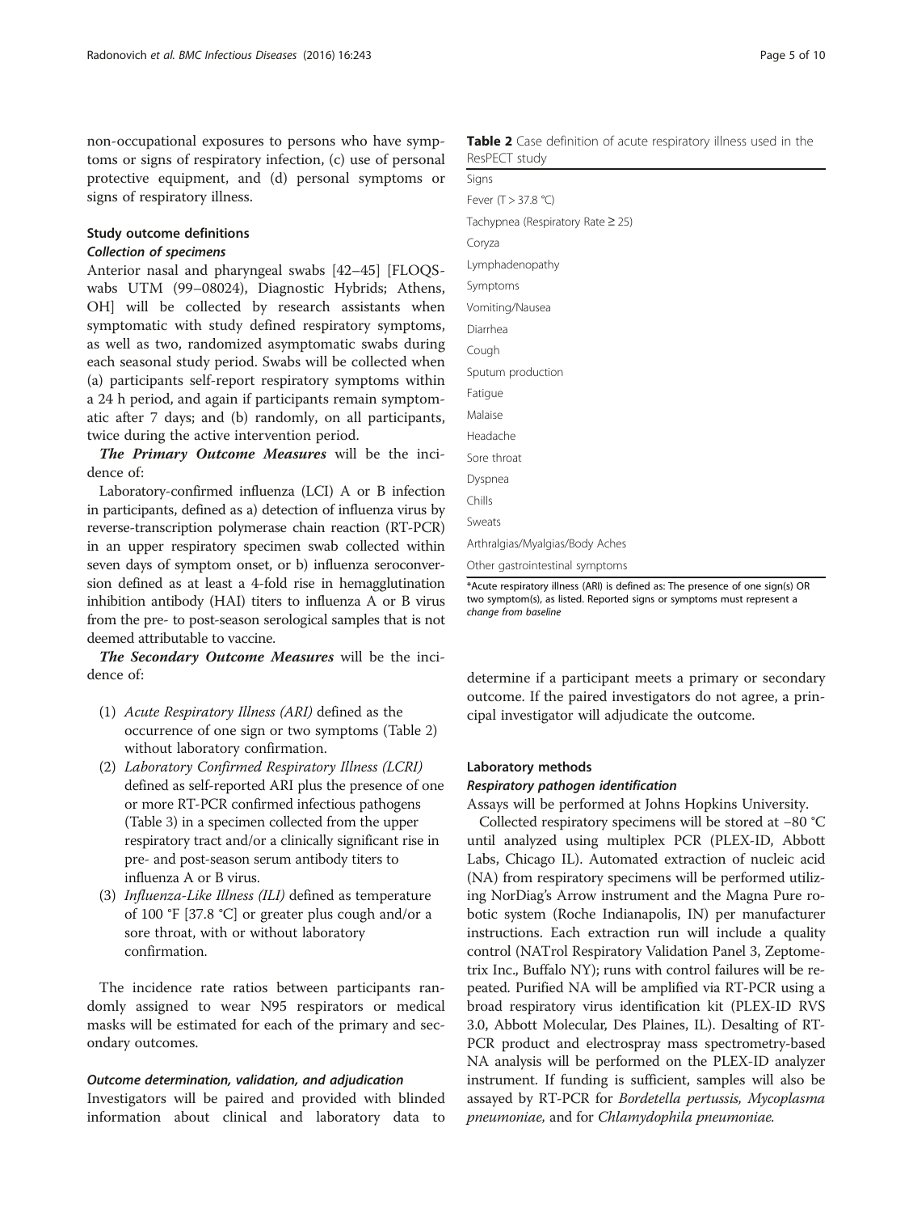non-occupational exposures to persons who have symptoms or signs of respiratory infection, (c) use of personal protective equipment, and (d) personal symptoms or signs of respiratory illness.

### Study outcome definitions

#### *Collection of specimens*

Anterior nasal and pharyngeal swabs [42–45] [FLOQSwabs UTM (99–08024), Diagnostic Hybrids; Athens, OH] will be collected by research assistants when symptomatic with study defined respiratory symptoms, as well as two, randomized asymptomatic swabs during each seasonal study period. Swabs will be collected when (a) participants self-report respiratory symptoms within a 24 h period, and again if participants remain symptomatic after 7 days; and (b) randomly, on all participants, twice during the active intervention period.

***The Primary Outcome Measures*** will be the incidence of:

Laboratory-confirmed influenza (LCI) A or B infection in participants, defined as a) detection of influenza virus by reverse-transcription polymerase chain reaction (RT-PCR) in an upper respiratory specimen swab collected within seven days of symptom onset, or b) influenza seroconversion defined as at least a 4-fold rise in hemagglutination inhibition antibody (HAI) titers to influenza A or B virus from the pre- to post-season serological samples that is not deemed attributable to vaccine.

***The Secondary Outcome Measures*** will be the incidence of:

1. *Acute Respiratory Illness (ARI)* defined as the occurrence of one sign or two symptoms (Table 2) without laboratory confirmation.
2. *Laboratory Confirmed Respiratory Illness (LCRI)* defined as self-reported ARI plus the presence of one or more RT-PCR confirmed infectious pathogens (Table 3) in a specimen collected from the upper respiratory tract and/or a clinically significant rise in pre- and post-season serum antibody titers to influenza A or B virus.
3. *Influenza-Like Illness (ILI)* defined as temperature of 100 °F [37.8 °C] or greater plus cough and/or a sore throat, with or without laboratory confirmation.

The incidence rate ratios between participants randomly assigned to wear N95 respirators or medical masks will be estimated for each of the primary and secondary outcomes.

#### *Outcome determination, validation, and adjudication*

Investigators will be paired and provided with blinded information about clinical and laboratory data to determine if a participant meets a primary or secondary outcome. If the paired investigators do not agree, a principal investigator will adjudicate the outcome.

**Table 2** Case definition of acute respiratory illness used in the ResPECT study

| Signs |
|---|
| Fever (T > 37.8 °C) |
| Tachypnea (Respiratory Rate ≥ 25) |
| Coryza |
| Lymphadenopathy |
| Symptoms |
| Vomiting/Nausea |
| Diarrhea |
| Cough |
| Sputum production |
| Fatigue |
| Malaise |
| Headache |
| Sore throat |
| Dyspnea |
| Chills |
| Sweats |
| Arthralgias/Myalgias/Body Aches |
| Other gastrointestinal symptoms |

*Acute respiratory illness (ARI) is defined as: The presence of one sign(s) OR two symptom(s), as listed. Reported signs or symptoms must represent a *change from baseline*

### Laboratory methods

#### *Respiratory pathogen identification*

Assays will be performed at Johns Hopkins University.

Collected respiratory specimens will be stored at −80 °C until analyzed using multiplex PCR (PLEX-ID, Abbott Labs, Chicago IL). Automated extraction of nucleic acid (NA) from respiratory specimens will be performed utilizing NorDiag's Arrow instrument and the Magna Pure robotic system (Roche Indianapolis, IN) per manufacturer instructions. Each extraction run will include a quality control (NATrol Respiratory Validation Panel 3, Zeptometrix Inc., Buffalo NY); runs with control failures will be repeated. Purified NA will be amplified via RT-PCR using a broad respiratory virus identification kit (PLEX-ID RVS 3.0, Abbott Molecular, Des Plaines, IL). Desalting of RT-PCR product and electrospray mass spectrometry-based NA analysis will be performed on the PLEX-ID analyzer instrument. If funding is sufficient, samples will also be assayed by RT-PCR for *Bordetella pertussis*, *Mycoplasma pneumoniae*, and for *Chlamydophila pneumoniae.*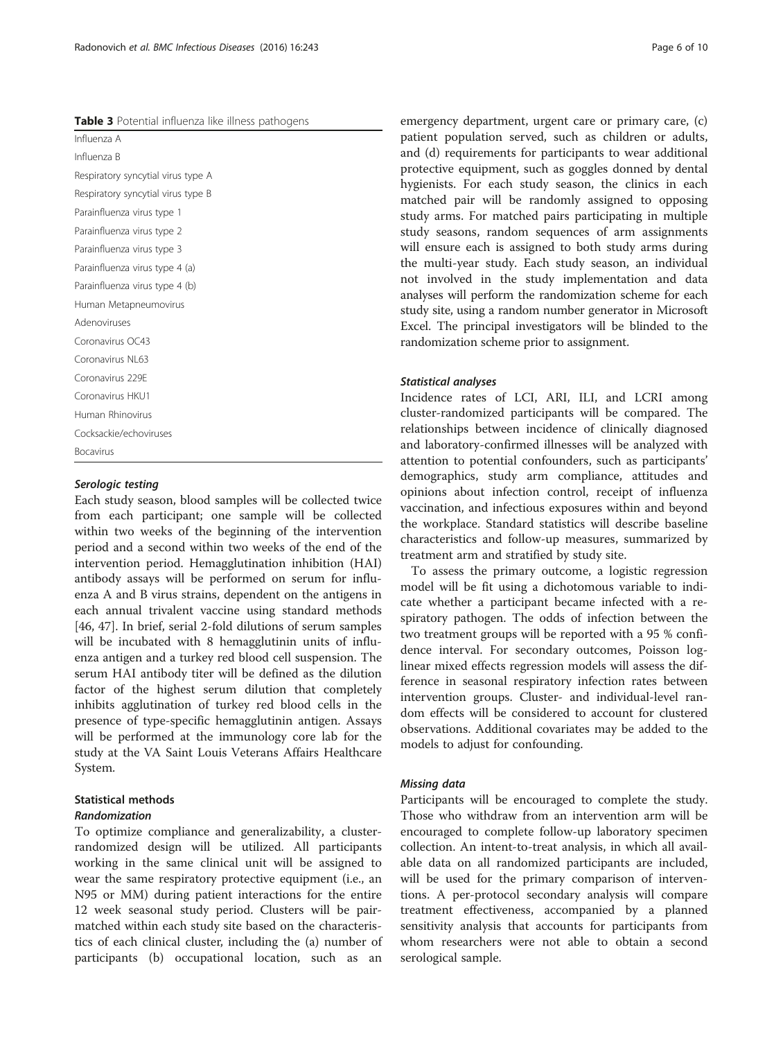**Table 3** Potential influenza like illness pathogens

| Pathogen |
|---|
| Influenza A |
| Influenza B |
| Respiratory syncytial virus type A |
| Respiratory syncytial virus type B |
| Parainfluenza virus type 1 |
| Parainfluenza virus type 2 |
| Parainfluenza virus type 3 |
| Parainfluenza virus type 4 (a) |
| Parainfluenza virus type 4 (b) |
| Human Metapneumovirus |
| Adenoviruses |
| Coronavirus OC43 |
| Coronavirus NL63 |
| Coronavirus 229E |
| Coronavirus HKU1 |
| Human Rhinovirus |
| Cocksackie/echoviruses |
| Bocavirus |

#### *Serologic testing*

Each study season, blood samples will be collected twice from each participant; one sample will be collected within two weeks of the beginning of the intervention period and a second within two weeks of the end of the intervention period. Hemagglutination inhibition (HAI) antibody assays will be performed on serum for influenza A and B virus strains, dependent on the antigens in each annual trivalent vaccine using standard methods [46, 47]. In brief, serial 2-fold dilutions of serum samples will be incubated with 8 hemagglutinin units of influenza antigen and a turkey red blood cell suspension. The serum HAI antibody titer will be defined as the dilution factor of the highest serum dilution that completely inhibits agglutination of turkey red blood cells in the presence of type-specific hemagglutinin antigen. Assays will be performed at the immunology core lab for the study at the VA Saint Louis Veterans Affairs Healthcare System.

### Statistical methods

#### *Randomization*

To optimize compliance and generalizability, a cluster-randomized design will be utilized. All participants working in the same clinical unit will be assigned to wear the same respiratory protective equipment (i.e., an N95 or MM) during patient interactions for the entire 12 week seasonal study period. Clusters will be pair-matched within each study site based on the characteristics of each clinical cluster, including the (a) number of participants (b) occupational location, such as an emergency department, urgent care or primary care, (c) patient population served, such as children or adults, and (d) requirements for participants to wear additional protective equipment, such as goggles donned by dental hygienists. For each study season, the clinics in each matched pair will be randomly assigned to opposing study arms. For matched pairs participating in multiple study seasons, random sequences of arm assignments will ensure each is assigned to both study arms during the multi-year study. Each study season, an individual not involved in the study implementation and data analyses will perform the randomization scheme for each study site, using a random number generator in Microsoft Excel. The principal investigators will be blinded to the randomization scheme prior to assignment.

#### *Statistical analyses*

Incidence rates of LCI, ARI, ILI, and LCRI among cluster-randomized participants will be compared. The relationships between incidence of clinically diagnosed and laboratory-confirmed illnesses will be analyzed with attention to potential confounders, such as participants' demographics, study arm compliance, attitudes and opinions about infection control, receipt of influenza vaccination, and infectious exposures within and beyond the workplace. Standard statistics will describe baseline characteristics and follow-up measures, summarized by treatment arm and stratified by study site.

To assess the primary outcome, a logistic regression model will be fit using a dichotomous variable to indicate whether a participant became infected with a respiratory pathogen. The odds of infection between the two treatment groups will be reported with a 95 % confidence interval. For secondary outcomes, Poisson log-linear mixed effects regression models will assess the difference in seasonal respiratory infection rates between intervention groups. Cluster- and individual-level random effects will be considered to account for clustered observations. Additional covariates may be added to the models to adjust for confounding.

#### *Missing data*

Participants will be encouraged to complete the study. Those who withdraw from an intervention arm will be encouraged to complete follow-up laboratory specimen collection. An intent-to-treat analysis, in which all available data on all randomized participants are included, will be used for the primary comparison of interventions. A per-protocol secondary analysis will compare treatment effectiveness, accompanied by a planned sensitivity analysis that accounts for participants from whom researchers were not able to obtain a second serological sample.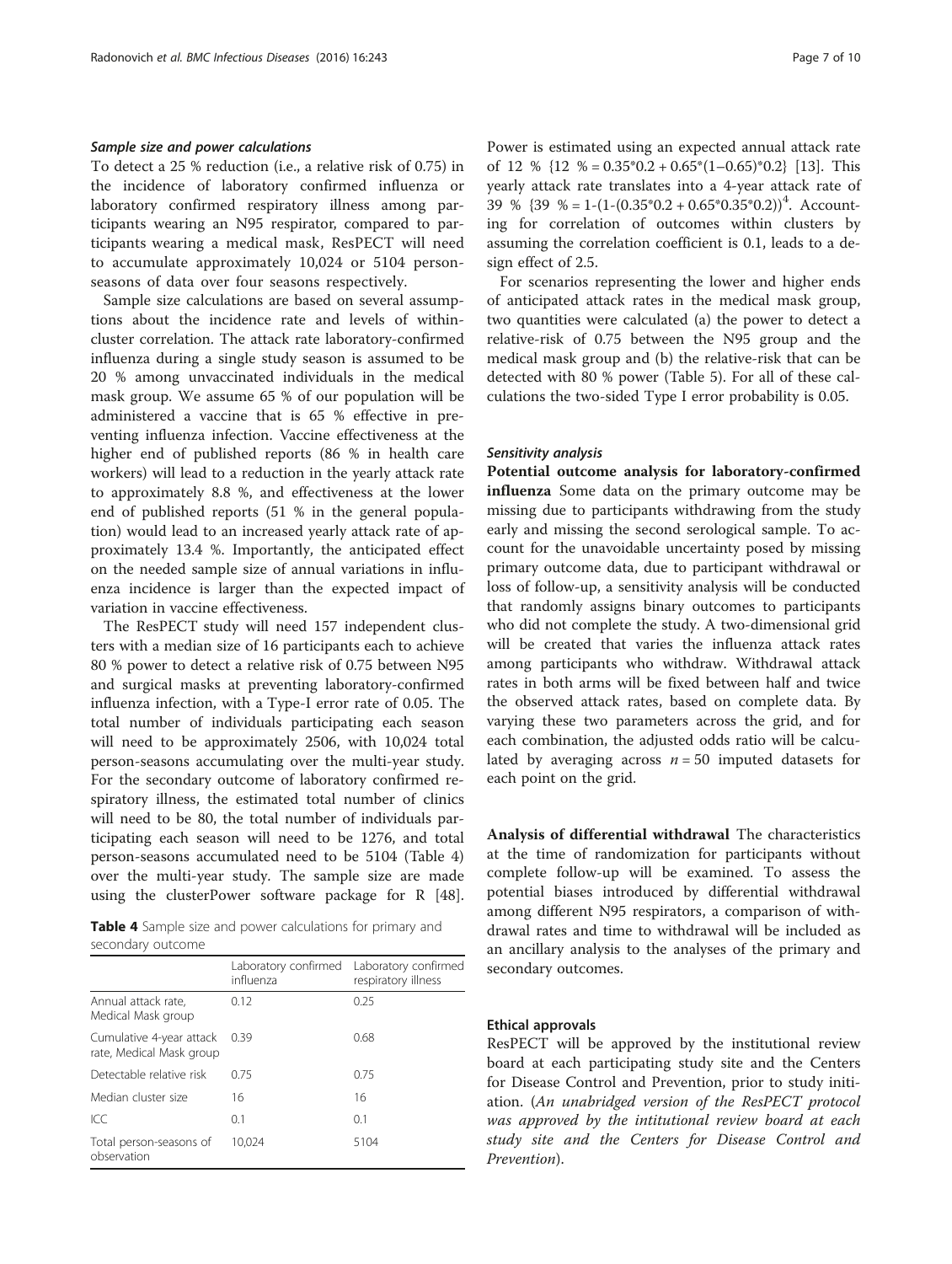#### *Sample size and power calculations*

To detect a 25 % reduction (i.e., a relative risk of 0.75) in the incidence of laboratory confirmed influenza or laboratory confirmed respiratory illness among participants wearing an N95 respirator, compared to participants wearing a medical mask, ResPECT will need to accumulate approximately 10,024 or 5104 person-seasons of data over four seasons respectively.

Sample size calculations are based on several assumptions about the incidence rate and levels of within-cluster correlation. The attack rate laboratory-confirmed influenza during a single study season is assumed to be 20 % among unvaccinated individuals in the medical mask group. We assume 65 % of our population will be administered a vaccine that is 65 % effective in preventing influenza infection. Vaccine effectiveness at the higher end of published reports (86 % in health care workers) will lead to a reduction in the yearly attack rate to approximately 8.8 %, and effectiveness at the lower end of published reports (51 % in the general population) would lead to an increased yearly attack rate of approximately 13.4 %. Importantly, the anticipated effect on the needed sample size of annual variations in influenza incidence is larger than the expected impact of variation in vaccine effectiveness.

The ResPECT study will need 157 independent clusters with a median size of 16 participants each to achieve 80 % power to detect a relative risk of 0.75 between N95 and surgical masks at preventing laboratory-confirmed influenza infection, with a Type-I error rate of 0.05. The total number of individuals participating each season will need to be approximately 2506, with 10,024 total person-seasons accumulating over the multi-year study. For the secondary outcome of laboratory confirmed respiratory illness, the estimated total number of clinics will need to be 80, the total number of individuals participating each season will need to be 1276, and total person-seasons accumulated need to be 5104 (Table 4) over the multi-year study. The sample size are made using the clusterPower software package for R [48].

**Table 4** Sample size and power calculations for primary and secondary outcome

| | Laboratory confirmed influenza | Laboratory confirmed respiratory illness |
|---|---|---|
| Annual attack rate, Medical Mask group | 0.12 | 0.25 |
| Cumulative 4-year attack rate, Medical Mask group | 0.39 | 0.68 |
| Detectable relative risk | 0.75 | 0.75 |
| Median cluster size | 16 | 16 |
| ICC | 0.1 | 0.1 |
| Total person-seasons of observation | 10,024 | 5104 |

Power is estimated using an expected annual attack rate of 12 % $\{12\ \% = 0.35{*}0.2 + 0.65{*}(1{-}0.65){*}0.2\}$ [13]. This yearly attack rate translates into a 4-year attack rate of 39 % $\{39\ \% = 1\text{-}(1\text{-}(0.35{*}0.2 + 0.65{*}0.35{*}0.2))^4\}$. Accounting for correlation of outcomes within clusters by assuming the correlation coefficient is 0.1, leads to a design effect of 2.5.

For scenarios representing the lower and higher ends of anticipated attack rates in the medical mask group, two quantities were calculated (a) the power to detect a relative-risk of 0.75 between the N95 group and the medical mask group and (b) the relative-risk that can be detected with 80 % power (Table 5). For all of these calculations the two-sided Type I error probability is 0.05.

#### *Sensitivity analysis*

**Potential outcome analysis for laboratory-confirmed influenza** Some data on the primary outcome may be missing due to participants withdrawing from the study early and missing the second serological sample. To account for the unavoidable uncertainty posed by missing primary outcome data, due to participant withdrawal or loss of follow-up, a sensitivity analysis will be conducted that randomly assigns binary outcomes to participants who did not complete the study. A two-dimensional grid will be created that varies the influenza attack rates among participants who withdraw. Withdrawal attack rates in both arms will be fixed between half and twice the observed attack rates, based on complete data. By varying these two parameters across the grid, and for each combination, the adjusted odds ratio will be calculated by averaging across $n = 50$ imputed datasets for each point on the grid.

**Analysis of differential withdrawal** The characteristics at the time of randomization for participants without complete follow-up will be examined. To assess the potential biases introduced by differential withdrawal among different N95 respirators, a comparison of withdrawal rates and time to withdrawal will be included as an ancillary analysis to the analyses of the primary and secondary outcomes.

#### Ethical approvals

ResPECT will be approved by the institutional review board at each participating study site and the Centers for Disease Control and Prevention, prior to study initiation. (*An unabridged version of the ResPECT protocol was approved by the intitutional review board at each study site and the Centers for Disease Control and Prevention*).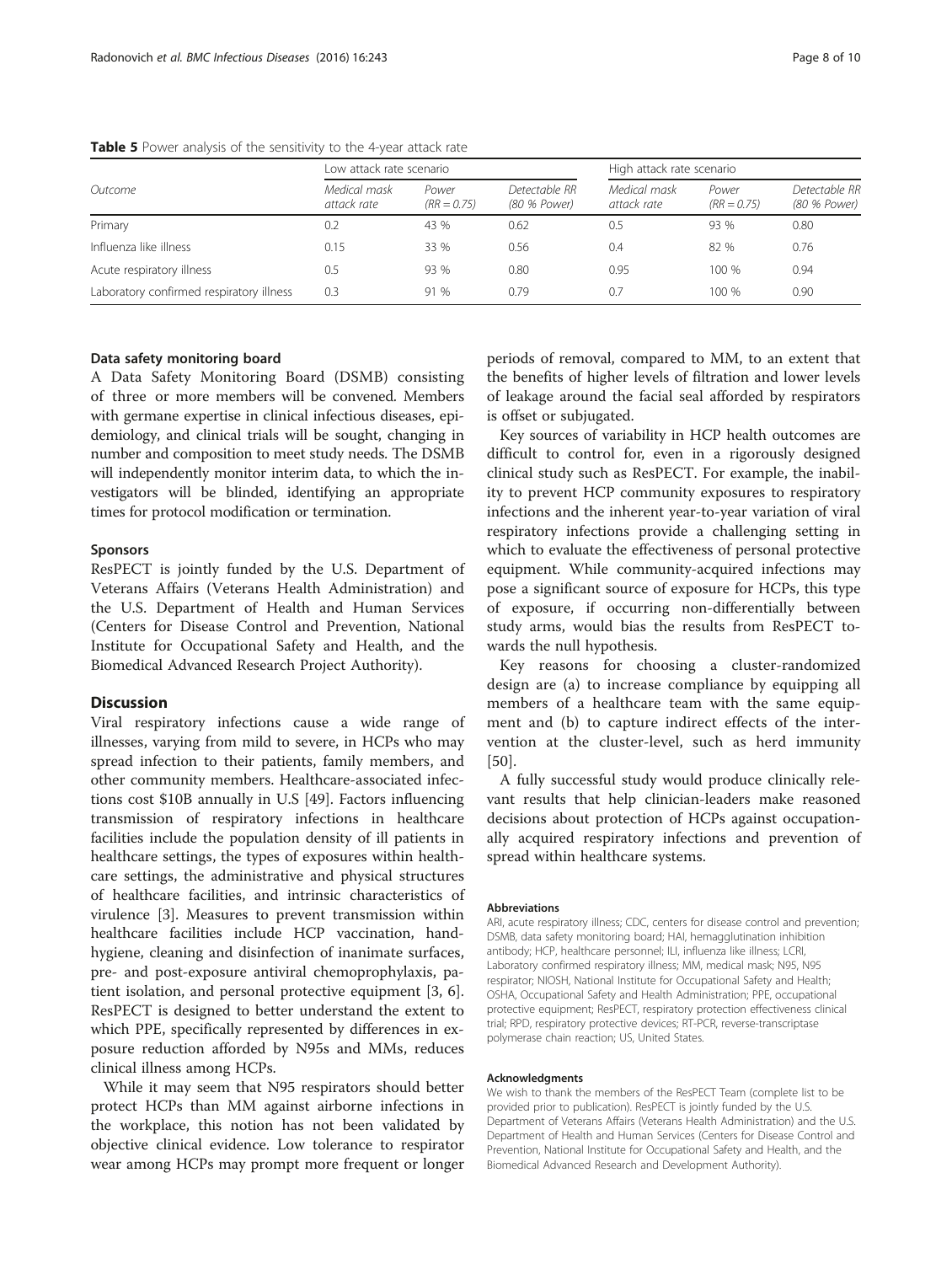**Table 5** Power analysis of the sensitivity to the 4-year attack rate

| Outcome | Low attack rate scenario | | | High attack rate scenario | | |
|---|---|---|---|---|---|---|
| | *Medical mask attack rate* | *Power (RR = 0.75)* | *Detectable RR (80 % Power)* | *Medical mask attack rate* | *Power (RR = 0.75)* | *Detectable RR (80 % Power)* |
| Primary | 0.2 | 43 % | 0.62 | 0.5 | 93 % | 0.80 |
| Influenza like illness | 0.15 | 33 % | 0.56 | 0.4 | 82 % | 0.76 |
| Acute respiratory illness | 0.5 | 93 % | 0.80 | 0.95 | 100 % | 0.94 |
| Laboratory confirmed respiratory illness | 0.3 | 91 % | 0.79 | 0.7 | 100 % | 0.90 |

### Data safety monitoring board

A Data Safety Monitoring Board (DSMB) consisting of three or more members will be convened. Members with germane expertise in clinical infectious diseases, epidemiology, and clinical trials will be sought, changing in number and composition to meet study needs. The DSMB will independently monitor interim data, to which the investigators will be blinded, identifying an appropriate times for protocol modification or termination.

### Sponsors

ResPECT is jointly funded by the U.S. Department of Veterans Affairs (Veterans Health Administration) and the U.S. Department of Health and Human Services (Centers for Disease Control and Prevention, National Institute for Occupational Safety and Health, and the Biomedical Advanced Research Project Authority).

## Discussion

Viral respiratory infections cause a wide range of illnesses, varying from mild to severe, in HCPs who may spread infection to their patients, family members, and other community members. Healthcare-associated infections cost $10B annually in U.S [49]. Factors influencing transmission of respiratory infections in healthcare facilities include the population density of ill patients in healthcare settings, the types of exposures within healthcare settings, the administrative and physical structures of healthcare facilities, and intrinsic characteristics of virulence [3]. Measures to prevent transmission within healthcare facilities include HCP vaccination, hand-hygiene, cleaning and disinfection of inanimate surfaces, pre- and post-exposure antiviral chemoprophylaxis, patient isolation, and personal protective equipment [3, 6]. ResPECT is designed to better understand the extent to which PPE, specifically represented by differences in exposure reduction afforded by N95s and MMs, reduces clinical illness among HCPs.

While it may seem that N95 respirators should better protect HCPs than MM against airborne infections in the workplace, this notion has not been validated by objective clinical evidence. Low tolerance to respirator wear among HCPs may prompt more frequent or longer periods of removal, compared to MM, to an extent that the benefits of higher levels of filtration and lower levels of leakage around the facial seal afforded by respirators is offset or subjugated.

Key sources of variability in HCP health outcomes are difficult to control for, even in a rigorously designed clinical study such as ResPECT. For example, the inability to prevent HCP community exposures to respiratory infections and the inherent year-to-year variation of viral respiratory infections provide a challenging setting in which to evaluate the effectiveness of personal protective equipment. While community-acquired infections may pose a significant source of exposure for HCPs, this type of exposure, if occurring non-differentially between study arms, would bias the results from ResPECT towards the null hypothesis.

Key reasons for choosing a cluster-randomized design are (a) to increase compliance by equipping all members of a healthcare team with the same equipment and (b) to capture indirect effects of the intervention at the cluster-level, such as herd immunity [50].

A fully successful study would produce clinically relevant results that help clinician-leaders make reasoned decisions about protection of HCPs against occupationally acquired respiratory infections and prevention of spread within healthcare systems.

#### Abbreviations

ARI, acute respiratory illness; CDC, centers for disease control and prevention; DSMB, data safety monitoring board; HAI, hemagglutination inhibition antibody; HCP, healthcare personnel; ILI, influenza like illness; LCRI, Laboratory confirmed respiratory illness; MM, medical mask; N95, N95 respirator; NIOSH, National Institute for Occupational Safety and Health; OSHA, Occupational Safety and Health Administration; PPE, occupational protective equipment; ResPECT, respiratory protection effectiveness clinical trial; RPD, respiratory protective devices; RT-PCR, reverse-transcriptase polymerase chain reaction; US, United States.

#### Acknowledgments

We wish to thank the members of the ResPECT Team (complete list to be provided prior to publication). ResPECT is jointly funded by the U.S. Department of Veterans Affairs (Veterans Health Administration) and the U.S. Department of Health and Human Services (Centers for Disease Control and Prevention, National Institute for Occupational Safety and Health, and the Biomedical Advanced Research and Development Authority).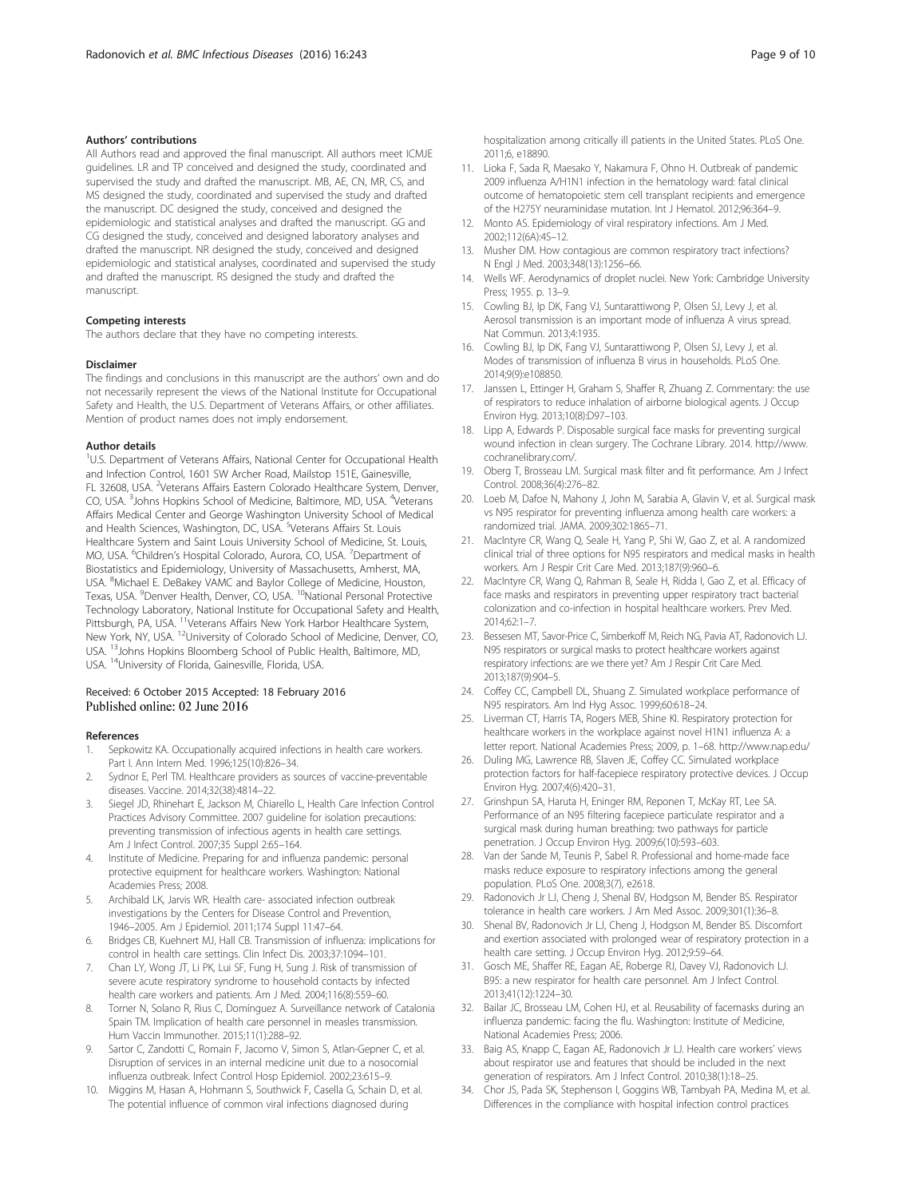### Authors' contributions

All Authors read and approved the final manuscript. All authors meet ICMJE guidelines. LR and TP conceived and designed the study, coordinated and supervised the study and drafted the manuscript. MB, AE, CN, MR, CS, and MS designed the study, coordinated and supervised the study and drafted the manuscript. DC designed the study, conceived and designed the epidemiologic and statistical analyses and drafted the manuscript. GG and CG designed the study, conceived and designed laboratory analyses and drafted the manuscript. NR designed the study, conceived and designed epidemiologic and statistical analyses, coordinated and supervised the study and drafted the manuscript. RS designed the study and drafted the manuscript.

### Competing interests

The authors declare that they have no competing interests.

### Disclaimer

The findings and conclusions in this manuscript are the authors' own and do not necessarily represent the views of the National Institute for Occupational Safety and Health, the U.S. Department of Veterans Affairs, or other affiliates. Mention of product names does not imply endorsement.

### Author details

[1]U.S. Department of Veterans Affairs, National Center for Occupational Health and Infection Control, 1601 SW Archer Road, Mailstop 151E, Gainesville, FL 32608, USA. [2]Veterans Affairs Eastern Colorado Healthcare System, Denver, CO, USA. [3]Johns Hopkins School of Medicine, Baltimore, MD, USA. [4]Veterans Affairs Medical Center and George Washington University School of Medical and Health Sciences, Washington, DC, USA. [5]Veterans Affairs St. Louis Healthcare System and Saint Louis University School of Medicine, St. Louis, MO, USA. [6]Children's Hospital Colorado, Aurora, CO, USA. [7]Department of Biostatistics and Epidemiology, University of Massachusetts, Amherst, MA, USA. [8]Michael E. DeBakey VAMC and Baylor College of Medicine, Houston, Texas, USA. [9]Denver Health, Denver, CO, USA. [10]National Personal Protective Technology Laboratory, National Institute for Occupational Safety and Health, Pittsburgh, PA, USA. [11]Veterans Affairs New York Harbor Healthcare System, New York, NY, USA. [12]University of Colorado School of Medicine, Denver, CO, USA. [13]Johns Hopkins Bloomberg School of Public Health, Baltimore, MD, USA. [14]University of Florida, Gainesville, Florida, USA.

Received: 6 October 2015 Accepted: 18 February 2016
Published online: 02 June 2016

### References

1. Sepkowitz KA. Occupationally acquired infections in health care workers. Part I. Ann Intern Med. 1996;125(10):826–34.
2. Sydnor E, Perl TM. Healthcare providers as sources of vaccine-preventable diseases. Vaccine. 2014;32(38):4814–22.
3. Siegel JD, Rhinehart E, Jackson M, Chiarello L, Health Care Infection Control Practices Advisory Committee. 2007 guideline for isolation precautions: preventing transmission of infectious agents in health care settings. Am J Infect Control. 2007;35 Suppl 2:65–164.
4. Institute of Medicine. Preparing for and influenza pandemic: personal protective equipment for healthcare workers. Washington: National Academies Press; 2008.
5. Archibald LK, Jarvis WR. Health care- associated infection outbreak investigations by the Centers for Disease Control and Prevention, 1946–2005. Am J Epidemiol. 2011;174 Suppl 11:47–64.
6. Bridges CB, Kuehnert MJ, Hall CB. Transmission of influenza: implications for control in health care settings. Clin Infect Dis. 2003;37:1094–101.
7. Chan LY, Wong JT, Li PK, Lui SF, Fung H, Sung J. Risk of transmission of severe acute respiratory syndrome to household contacts by infected health care workers and patients. Am J Med. 2004;116(8):559–60.
8. Torner N, Solano R, Rius C, Domínguez A. Surveillance network of Catalonia Spain TM. Implication of health care personnel in measles transmission. Hum Vaccin Immunother. 2015;11(1):288–92.
9. Sartor C, Zandotti C, Romain F, Jacomo V, Simon S, Atlan-Gepner C, et al. Disruption of services in an internal medicine unit due to a nosocomial influenza outbreak. Infect Control Hosp Epidemiol. 2002;23:615–9.
10. Miggins M, Hasan A, Hohmann S, Southwick F, Casella G, Schain D, et al. The potential influence of common viral infections diagnosed during hospitalization among critically ill patients in the United States. PLoS One. 2011;6, e18890.
11. Lioka F, Sada R, Maesako Y, Nakamura F, Ohno H. Outbreak of pandemic 2009 influenza A/H1N1 infection in the hematology ward: fatal clinical outcome of hematopoietic stem cell transplant recipients and emergence of the H275Y neuraminidase mutation. Int J Hematol. 2012;96:364–9.
12. Monto AS. Epidemiology of viral respiratory infections. Am J Med. 2002;112(6A):4S–12.
13. Musher DM. How contagious are common respiratory tract infections? N Engl J Med. 2003;348(13):1256–66.
14. Wells WF. Aerodynamics of droplet nuclei. New York: Cambridge University Press; 1955. p. 13–9.
15. Cowling BJ, Ip DK, Fang VJ, Suntarattiwong P, Olsen SJ, Levy J, et al. Aerosol transmission is an important mode of influenza A virus spread. Nat Commun. 2013;4:1935.
16. Cowling BJ, Ip DK, Fang VJ, Suntarattiwong P, Olsen SJ, Levy J, et al. Modes of transmission of influenza B virus in households. PLoS One. 2014;9(9):e108850.
17. Janssen L, Ettinger H, Graham S, Shaffer R, Zhuang Z. Commentary: the use of respirators to reduce inhalation of airborne biological agents. J Occup Environ Hyg. 2013;10(8):D97–103.
18. Lipp A, Edwards P. Disposable surgical face masks for preventing surgical wound infection in clean surgery. The Cochrane Library. 2014. http://www.cochranelibrary.com/.
19. Oberg T, Brosseau LM. Surgical mask filter and fit performance. Am J Infect Control. 2008;36(4):276–82.
20. Loeb M, Dafoe N, Mahony J, John M, Sarabia A, Glavin V, et al. Surgical mask vs N95 respirator for preventing influenza among health care workers: a randomized trial. JAMA. 2009;302:1865–71.
21. MacIntyre CR, Wang Q, Seale H, Yang P, Shi W, Gao Z, et al. A randomized clinical trial of three options for N95 respirators and medical masks in health workers. Am J Respir Crit Care Med. 2013;187(9):960–6.
22. MacIntyre CR, Wang Q, Rahman B, Seale H, Ridda I, Gao Z, et al. Efficacy of face masks and respirators in preventing upper respiratory tract bacterial colonization and co-infection in hospital healthcare workers. Prev Med. 2014;62:1–7.
23. Bessesen MT, Savor-Price C, Simberkoff M, Reich NG, Pavia AT, Radonovich LJ. N95 respirators or surgical masks to protect healthcare workers against respiratory infections: are we there yet? Am J Respir Crit Care Med. 2013;187(9):904–5.
24. Coffey CC, Campbell DL, Shuang Z. Simulated workplace performance of N95 respirators. Am Ind Hyg Assoc. 1999;60:618–24.
25. Liverman CT, Harris TA, Rogers MEB, Shine KI. Respiratory protection for healthcare workers in the workplace against novel H1N1 influenza A: a letter report. National Academies Press; 2009, p. 1–68. http://www.nap.edu/
26. Duling MG, Lawrence RB, Slaven JE, Coffey CC. Simulated workplace protection factors for half-facepiece respiratory protective devices. J Occup Environ Hyg. 2007;4(6):420–31.
27. Grinshpun SA, Haruta H, Eninger RM, Reponen T, McKay RT, Lee SA. Performance of an N95 filtering facepiece particulate respirator and a surgical mask during human breathing: two pathways for particle penetration. J Occup Environ Hyg. 2009;6(10):593–603.
28. Van der Sande M, Teunis P, Sabel R. Professional and home-made face masks reduce exposure to respiratory infections among the general population. PLoS One. 2008;3(7), e2618.
29. Radonovich Jr LJ, Cheng J, Shenal BV, Hodgson M, Bender BS. Respirator tolerance in health care workers. J Am Med Assoc. 2009;301(1):36–8.
30. Shenal BV, Radonovich Jr LJ, Cheng J, Hodgson M, Bender BS. Discomfort and exertion associated with prolonged wear of respiratory protection in a health care setting. J Occup Environ Hyg. 2012;9:59–64.
31. Gosch ME, Shaffer RE, Eagan AE, Roberge RJ, Davey VJ, Radonovich LJ. B95: a new respirator for health care personnel. Am J Infect Control. 2013;41(12):1224–30.
32. Bailar JC, Brosseau LM, Cohen HJ, et al. Reusability of facemasks during an influenza pandemic: facing the flu. Washington: Institute of Medicine, National Academies Press; 2006.
33. Baig AS, Knapp C, Eagan AE, Radonovich Jr LJ. Health care workers' views about respirator use and features that should be included in the next generation of respirators. Am J Infect Control. 2010;38(1):18–25.
34. Chor JS, Pada SK, Stephenson I, Goggins WB, Tambyah PA, Medina M, et al. Differences in the compliance with hospital infection control practices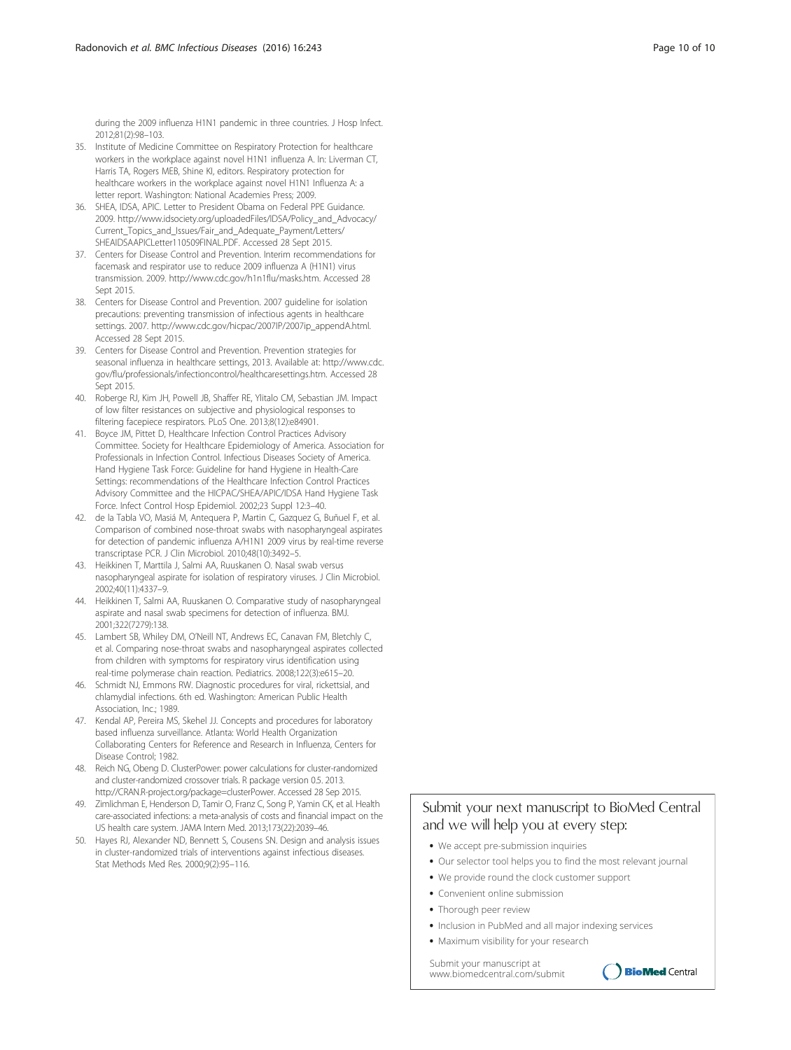during the 2009 influenza H1N1 pandemic in three countries. J Hosp Infect. 2012;81(2):98–103.

35. Institute of Medicine Committee on Respiratory Protection for healthcare workers in the workplace against novel H1N1 influenza A. In: Liverman CT, Harris TA, Rogers MEB, Shine KI, editors. Respiratory protection for healthcare workers in the workplace against novel H1N1 Influenza A: a letter report. Washington: National Academies Press; 2009.
36. SHEA, IDSA, APIC. Letter to President Obama on Federal PPE Guidance. 2009. http://www.idsociety.org/uploadedFiles/IDSA/Policy_and_Advocacy/Current_Topics_and_Issues/Fair_and_Adequate_Payment/Letters/SHEAIDSAAPICLetter110509FINAL.PDF. Accessed 28 Sept 2015.
37. Centers for Disease Control and Prevention. Interim recommendations for facemask and respirator use to reduce 2009 influenza A (H1N1) virus transmission. 2009. http://www.cdc.gov/h1n1flu/masks.htm. Accessed 28 Sept 2015.
38. Centers for Disease Control and Prevention. 2007 guideline for isolation precautions: preventing transmission of infectious agents in healthcare settings. 2007. http://www.cdc.gov/hicpac/2007IP/2007ip_appendA.html. Accessed 28 Sept 2015.
39. Centers for Disease Control and Prevention. Prevention strategies for seasonal influenza in healthcare settings, 2013. Available at: http://www.cdc.gov/flu/professionals/infectioncontrol/healthcaresettings.htm. Accessed 28 Sept 2015.
40. Roberge RJ, Kim JH, Powell JB, Shaffer RE, Ylitalo CM, Sebastian JM. Impact of low filter resistances on subjective and physiological responses to filtering facepiece respirators. PLoS One. 2013;8(12):e84901.
41. Boyce JM, Pittet D, Healthcare Infection Control Practices Advisory Committee. Society for Healthcare Epidemiology of America. Association for Professionals in Infection Control. Infectious Diseases Society of America. Hand Hygiene Task Force: Guideline for hand Hygiene in Health-Care Settings: recommendations of the Healthcare Infection Control Practices Advisory Committee and the HICPAC/SHEA/APIC/IDSA Hand Hygiene Task Force. Infect Control Hosp Epidemiol. 2002;23 Suppl 12:3–40.
42. de la Tabla VO, Masiá M, Antequera P, Martin C, Gazquez G, Buñuel F, et al. Comparison of combined nose-throat swabs with nasopharyngeal aspirates for detection of pandemic influenza A/H1N1 2009 virus by real-time reverse transcriptase PCR. J Clin Microbiol. 2010;48(10):3492–5.
43. Heikkinen T, Marttila J, Salmi AA, Ruuskanen O. Nasal swab versus nasopharyngeal aspirate for isolation of respiratory viruses. J Clin Microbiol. 2002;40(11):4337–9.
44. Heikkinen T, Salmi AA, Ruuskanen O. Comparative study of nasopharyngeal aspirate and nasal swab specimens for detection of influenza. BMJ. 2001;322(7279):138.
45. Lambert SB, Whiley DM, O'Neill NT, Andrews EC, Canavan FM, Bletchly C, et al. Comparing nose-throat swabs and nasopharyngeal aspirates collected from children with symptoms for respiratory virus identification using real-time polymerase chain reaction. Pediatrics. 2008;122(3):e615–20.
46. Schmidt NJ, Emmons RW. Diagnostic procedures for viral, rickettsial, and chlamydial infections. 6th ed. Washington: American Public Health Association, Inc.; 1989.
47. Kendal AP, Pereira MS, Skehel JJ. Concepts and procedures for laboratory based influenza surveillance. Atlanta: World Health Organization Collaborating Centers for Reference and Research in Influenza, Centers for Disease Control; 1982.
48. Reich NG, Obeng D. ClusterPower: power calculations for cluster-randomized and cluster-randomized crossover trials. R package version 0.5. 2013. http://CRAN.R-project.org/package=clusterPower. Accessed 28 Sep 2015.
49. Zimlichman E, Henderson D, Tamir O, Franz C, Song P, Yamin CK, et al. Health care-associated infections: a meta-analysis of costs and financial impact on the US health care system. JAMA Intern Med. 2013;173(22):2039–46.
50. Hayes RJ, Alexander ND, Bennett S, Cousens SN. Design and analysis issues in cluster-randomized trials of interventions against infectious diseases. Stat Methods Med Res. 2000;9(2):95–116.

Submit your next manuscript to BioMed Central and we will help you at every step:

- We accept pre-submission inquiries
- Our selector tool helps you to find the most relevant journal
- We provide round the clock customer support
- Convenient online submission
- Thorough peer review
- Inclusion in PubMed and all major indexing services
- Maximum visibility for your research

Submit your manuscript at www.biomedcentral.com/submit